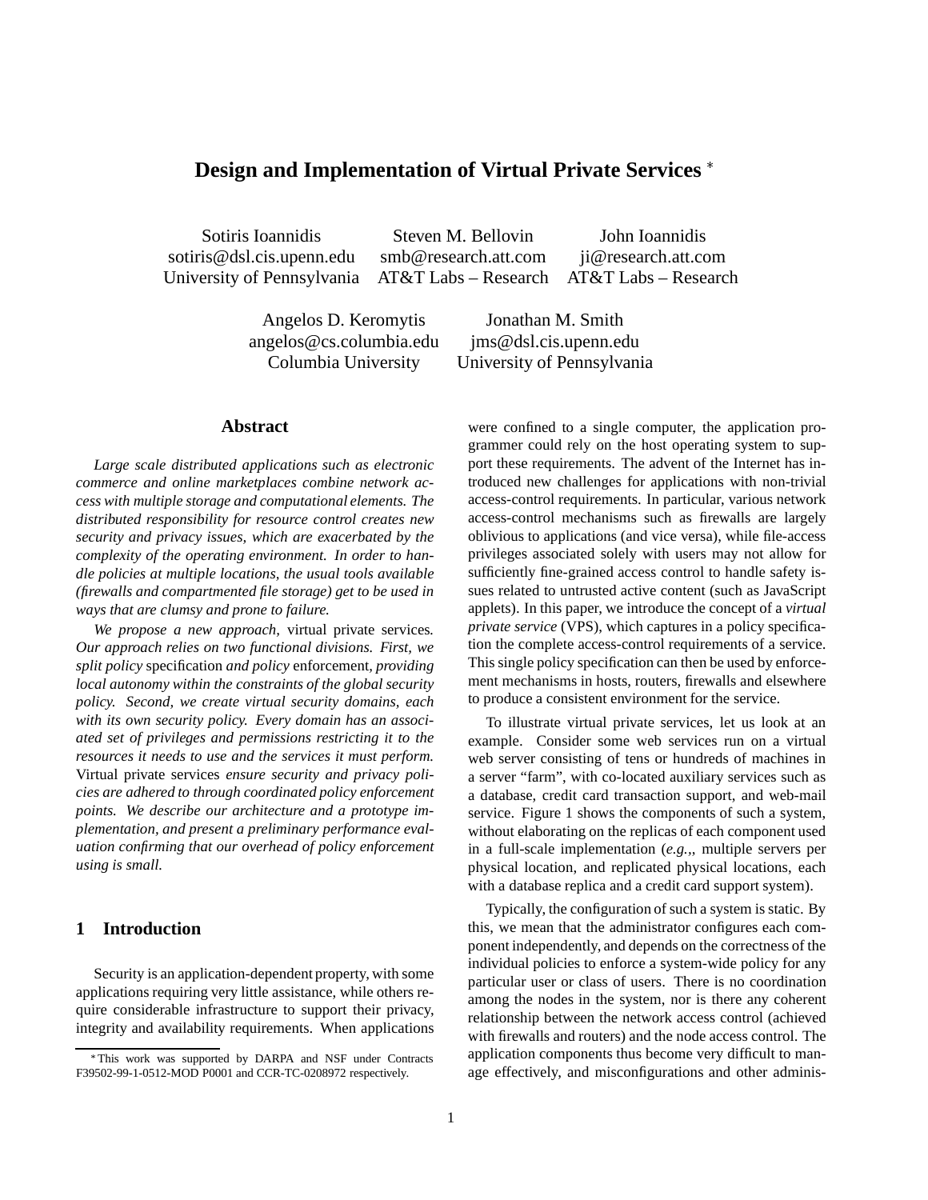# Design and Implementation of Virtual Private Services *

Sotiris Ioannidis
sotiris@dsl.cis.upenn.edu
University of Pennsylvania

Steven M. Bellovin
smb@research.att.com
AT&T Labs – Research

John Ioannidis
ji@research.att.com
AT&T Labs – Research

Angelos D. Keromytis
angelos@cs.columbia.edu
Columbia University

Jonathan M. Smith
jms@dsl.cis.upenn.edu
University of Pennsylvania

## Abstract

*Large scale distributed applications such as electronic commerce and online marketplaces combine network access with multiple storage and computational elements. The distributed responsibility for resource control creates new security and privacy issues, which are exacerbated by the complexity of the operating environment. In order to handle policies at multiple locations, the usual tools available (firewalls and compartmented file storage) get to be used in ways that are clumsy and prone to failure.*

*We propose a new approach,* virtual private services*. Our approach relies on two functional divisions. First, we split policy* specification *and policy* enforcement*, providing local autonomy within the constraints of the global security policy. Second, we create virtual security domains, each with its own security policy. Every domain has an associated set of privileges and permissions restricting it to the resources it needs to use and the services it must perform.* Virtual private services *ensure security and privacy policies are adhered to through coordinated policy enforcement points. We describe our architecture and a prototype implementation, and present a preliminary performance evaluation confirming that our overhead of policy enforcement using is small.*

## 1 Introduction

Security is an application-dependent property, with some applications requiring very little assistance, while others require considerable infrastructure to support their privacy, integrity and availability requirements. When applications were confined to a single computer, the application programmer could rely on the host operating system to support these requirements. The advent of the Internet has introduced new challenges for applications with non-trivial access-control requirements. In particular, various network access-control mechanisms such as firewalls are largely oblivious to applications (and vice versa), while file-access privileges associated solely with users may not allow for sufficiently fine-grained access control to handle safety issues related to untrusted active content (such as JavaScript applets). In this paper, we introduce the concept of a *virtual private service* (VPS), which captures in a policy specification the complete access-control requirements of a service. This single policy specification can then be used by enforcement mechanisms in hosts, routers, firewalls and elsewhere to produce a consistent environment for the service.

To illustrate virtual private services, let us look at an example. Consider some web services run on a virtual web server consisting of tens or hundreds of machines in a server "farm", with co-located auxiliary services such as a database, credit card transaction support, and web-mail service. Figure 1 shows the components of such a system, without elaborating on the replicas of each component used in a full-scale implementation (*e.g.,*, multiple servers per physical location, and replicated physical locations, each with a database replica and a credit card support system).

Typically, the configuration of such a system is static. By this, we mean that the administrator configures each component independently, and depends on the correctness of the individual policies to enforce a system-wide policy for any particular user or class of users. There is no coordination among the nodes in the system, nor is there any coherent relationship between the network access control (achieved with firewalls and routers) and the node access control. The application components thus become very difficult to manage effectively, and misconfigurations and other adminis-

*This work was supported by DARPA and NSF under Contracts F39502-99-1-0512-MOD P0001 and CCR-TC-0208972 respectively.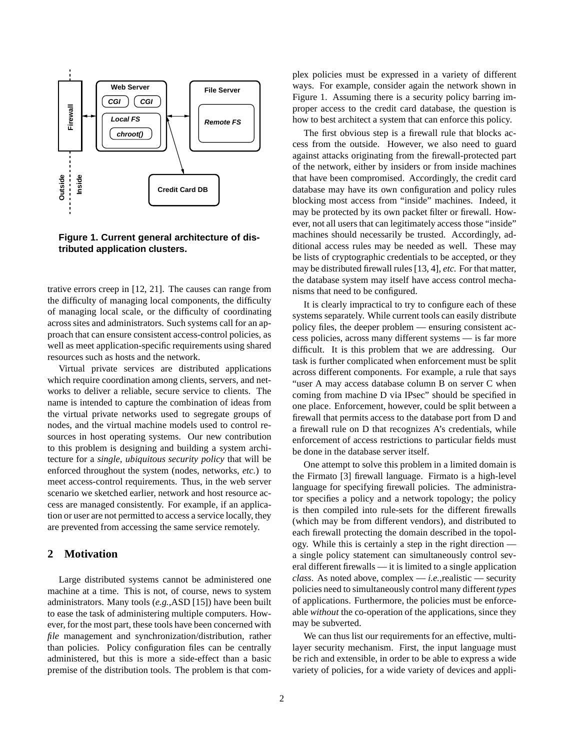**Figure 1. Current general architecture of distributed application clusters.**

trative errors creep in [12, 21]. The causes can range from the difficulty of managing local components, the difficulty of managing local scale, or the difficulty of coordinating across sites and administrators. Such systems call for an approach that can ensure consistent access-control policies, as well as meet application-specific requirements using shared resources such as hosts and the network.

Virtual private services are distributed applications which require coordination among clients, servers, and networks to deliver a reliable, secure service to clients. The name is intended to capture the combination of ideas from the virtual private networks used to segregate groups of nodes, and the virtual machine models used to control resources in host operating systems. Our new contribution to this problem is designing and building a system architecture for a *single, ubiquitous security policy* that will be enforced throughout the system (nodes, networks, *etc.*) to meet access-control requirements. Thus, in the web server scenario we sketched earlier, network and host resource access are managed consistently. For example, if an application or user are not permitted to access a service locally, they are prevented from accessing the same service remotely.

## 2 Motivation

Large distributed systems cannot be administered one machine at a time. This is not, of course, news to system administrators. Many tools (*e.g.,*ASD [15]) have been built to ease the task of administering multiple computers. However, for the most part, these tools have been concerned with *file* management and synchronization/distribution, rather than policies. Policy configuration files can be centrally administered, but this is more a side-effect than a basic premise of the distribution tools. The problem is that complex policies must be expressed in a variety of different ways. For example, consider again the network shown in Figure 1. Assuming there is a security policy barring improper access to the credit card database, the question is how to best architect a system that can enforce this policy.

The first obvious step is a firewall rule that blocks access from the outside. However, we also need to guard against attacks originating from the firewall-protected part of the network, either by insiders or from inside machines that have been compromised. Accordingly, the credit card database may have its own configuration and policy rules blocking most access from "inside" machines. Indeed, it may be protected by its own packet filter or firewall. However, not all users that can legitimately access those "inside" machines should necessarily be trusted. Accordingly, additional access rules may be needed as well. These may be lists of cryptographic credentials to be accepted, or they may be distributed firewall rules [13, 4], *etc.* For that matter, the database system may itself have access control mechanisms that need to be configured.

It is clearly impractical to try to configure each of these systems separately. While current tools can easily distribute policy files, the deeper problem — ensuring consistent access policies, across many different systems — is far more difficult. It is this problem that we are addressing. Our task is further complicated when enforcement must be split across different components. For example, a rule that says "user A may access database column B on server C when coming from machine D via IPsec" should be specified in one place. Enforcement, however, could be split between a firewall that permits access to the database port from D and a firewall rule on D that recognizes A's credentials, while enforcement of access restrictions to particular fields must be done in the database server itself.

One attempt to solve this problem in a limited domain is the Firmato [3] firewall language. Firmato is a high-level language for specifying firewall policies. The administrator specifies a policy and a network topology; the policy is then compiled into rule-sets for the different firewalls (which may be from different vendors), and distributed to each firewall protecting the domain described in the topology. While this is certainly a step in the right direction — a single policy statement can simultaneously control several different firewalls — it is limited to a single application *class*. As noted above, complex — *i.e.,*realistic — security policies need to simultaneously control many different *types* of applications. Furthermore, the policies must be enforceable *without* the co-operation of the applications, since they may be subverted.

We can thus list our requirements for an effective, multilayer security mechanism. First, the input language must be rich and extensible, in order to be able to express a wide variety of policies, for a wide variety of devices and appli-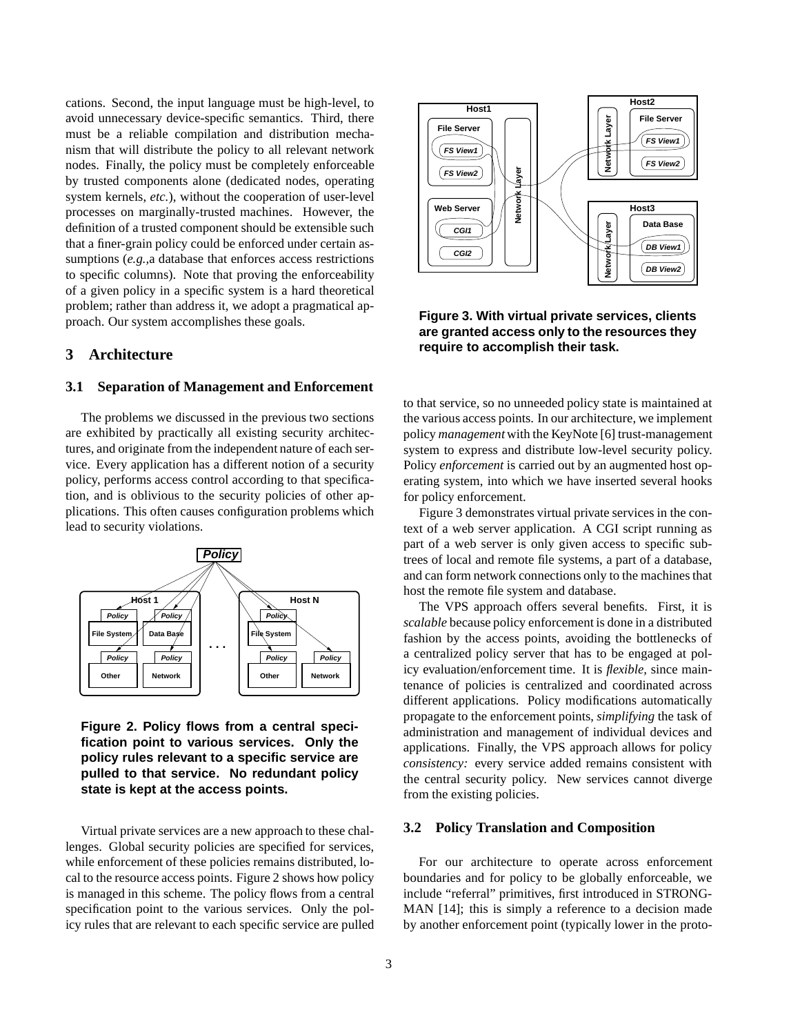cations. Second, the input language must be high-level, to avoid unnecessary device-specific semantics. Third, there must be a reliable compilation and distribution mechanism that will distribute the policy to all relevant network nodes. Finally, the policy must be completely enforceable by trusted components alone (dedicated nodes, operating system kernels, *etc.*), without the cooperation of user-level processes on marginally-trusted machines. However, the definition of a trusted component should be extensible such that a finer-grain policy could be enforced under certain assumptions (*e.g.*,a database that enforces access restrictions to specific columns). Note that proving the enforceability of a given policy in a specific system is a hard theoretical problem; rather than address it, we adopt a pragmatical approach. Our system accomplishes these goals.

## 3 Architecture

### 3.1 Separation of Management and Enforcement

The problems we discussed in the previous two sections are exhibited by practically all existing security architectures, and originate from the independent nature of each service. Every application has a different notion of a security policy, performs access control according to that specification, and is oblivious to the security policies of other applications. This often causes configuration problems which lead to security violations.

**Figure 2. Policy flows from a central specification point to various services. Only the policy rules relevant to a specific service are pulled to that service. No redundant policy state is kept at the access points.**

Virtual private services are a new approach to these challenges. Global security policies are specified for services, while enforcement of these policies remains distributed, local to the resource access points. Figure 2 shows how policy is managed in this scheme. The policy flows from a central specification point to the various services. Only the policy rules that are relevant to each specific service are pulled to that service, so no unneeded policy state is maintained at the various access points. In our architecture, we implement policy *management* with the KeyNote [6] trust-management system to express and distribute low-level security policy. Policy *enforcement* is carried out by an augmented host operating system, into which we have inserted several hooks for policy enforcement.

**Figure 3. With virtual private services, clients are granted access only to the resources they require to accomplish their task.**

Figure 3 demonstrates virtual private services in the context of a web server application. A CGI script running as part of a web server is only given access to specific subtrees of local and remote file systems, a part of a database, and can form network connections only to the machines that host the remote file system and database.

The VPS approach offers several benefits. First, it is *scalable* because policy enforcement is done in a distributed fashion by the access points, avoiding the bottlenecks of a centralized policy server that has to be engaged at policy evaluation/enforcement time. It is *flexible*, since maintenance of policies is centralized and coordinated across different applications. Policy modifications automatically propagate to the enforcement points, *simplifying* the task of administration and management of individual devices and applications. Finally, the VPS approach allows for policy *consistency:* every service added remains consistent with the central security policy. New services cannot diverge from the existing policies.

### 3.2 Policy Translation and Composition

For our architecture to operate across enforcement boundaries and for policy to be globally enforceable, we include "referral" primitives, first introduced in STRONGMAN [14]; this is simply a reference to a decision made by another enforcement point (typically lower in the proto-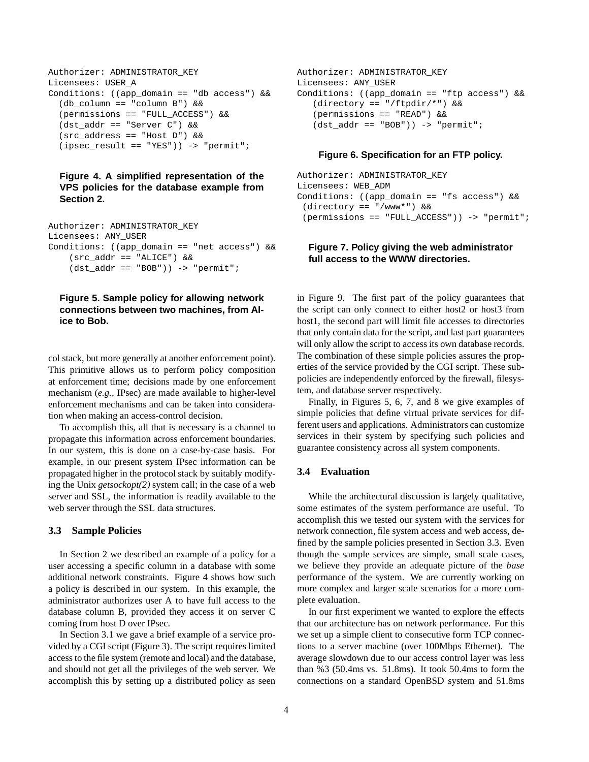```
Authorizer: ADMINISTRATOR_KEY
Licensees: USER_A
Conditions: ((app_domain == "db access") &&
  (db_column == "column B") &&
  (permissions == "FULL_ACCESS") &&
  (dst_addr == "Server C") &&
  (src_address == "Host D") &&
  (ipsec_result == "YES")) -> "permit";
```

**Figure 4. A simplified representation of the VPS policies for the database example from Section 2.**

```
Authorizer: ADMINISTRATOR_KEY
Licensees: ANY_USER
Conditions: ((app_domain == "net access") &&
    (src_addr == "ALICE") &&
    (dst_addr == "BOB")) -> "permit";
```

**Figure 5. Sample policy for allowing network connections between two machines, from Alice to Bob.**

col stack, but more generally at another enforcement point). This primitive allows us to perform policy composition at enforcement time; decisions made by one enforcement mechanism (*e.g.,* IPsec) are made available to higher-level enforcement mechanisms and can be taken into consideration when making an access-control decision.

To accomplish this, all that is necessary is a channel to propagate this information across enforcement boundaries. In our system, this is done on a case-by-case basis. For example, in our present system IPsec information can be propagated higher in the protocol stack by suitably modifying the Unix *getsockopt(2)* system call; in the case of a web server and SSL, the information is readily available to the web server through the SSL data structures.

### 3.3 Sample Policies

In Section 2 we described an example of a policy for a user accessing a specific column in a database with some additional network constraints. Figure 4 shows how such a policy is described in our system. In this example, the administrator authorizes user A to have full access to the database column B, provided they access it on server C coming from host D over IPsec.

In Section 3.1 we gave a brief example of a service provided by a CGI script (Figure 3). The script requires limited access to the file system (remote and local) and the database, and should not get all the privileges of the web server. We accomplish this by setting up a distributed policy as seen in Figure 9. The first part of the policy guarantees that the script can only connect to either host2 or host3 from host1, the second part will limit file accesses to directories that only contain data for the script, and last part guarantees will only allow the script to access its own database records. The combination of these simple policies assures the properties of the service provided by the CGI script. These subpolicies are independently enforced by the firewall, filesystem, and database server respectively.

```
Authorizer: ADMINISTRATOR_KEY
Licensees: ANY_USER
Conditions: ((app_domain == "ftp access") &&
   (directory == "/ftpdir/*") &&
   (permissions == "READ") &&
   (dst_addr == "BOB")) -> "permit";
```

**Figure 6. Specification for an FTP policy.**

```
Authorizer: ADMINISTRATOR_KEY
Licensees: WEB_ADM
Conditions: ((app_domain == "fs access") &&
 (directory == "/www*") &&
 (permissions == "FULL_ACCESS")) -> "permit";
```

**Figure 7. Policy giving the web administrator full access to the WWW directories.**

Finally, in Figures 5, 6, 7, and 8 we give examples of simple policies that define virtual private services for different users and applications. Administrators can customize services in their system by specifying such policies and guarantee consistency across all system components.

### 3.4 Evaluation

While the architectural discussion is largely qualitative, some estimates of the system performance are useful. To accomplish this we tested our system with the services for network connection, file system access and web access, defined by the sample policies presented in Section 3.3. Even though the sample services are simple, small scale cases, we believe they provide an adequate picture of the *base* performance of the system. We are currently working on more complex and larger scale scenarios for a more complete evaluation.

In our first experiment we wanted to explore the effects that our architecture has on network performance. For this we set up a simple client to consecutive form TCP connections to a server machine (over 100Mbps Ethernet). The average slowdown due to our access control layer was less than %3 (50.4ms vs. 51.8ms). It took 50.4ms to form the connections on a standard OpenBSD system and 51.8ms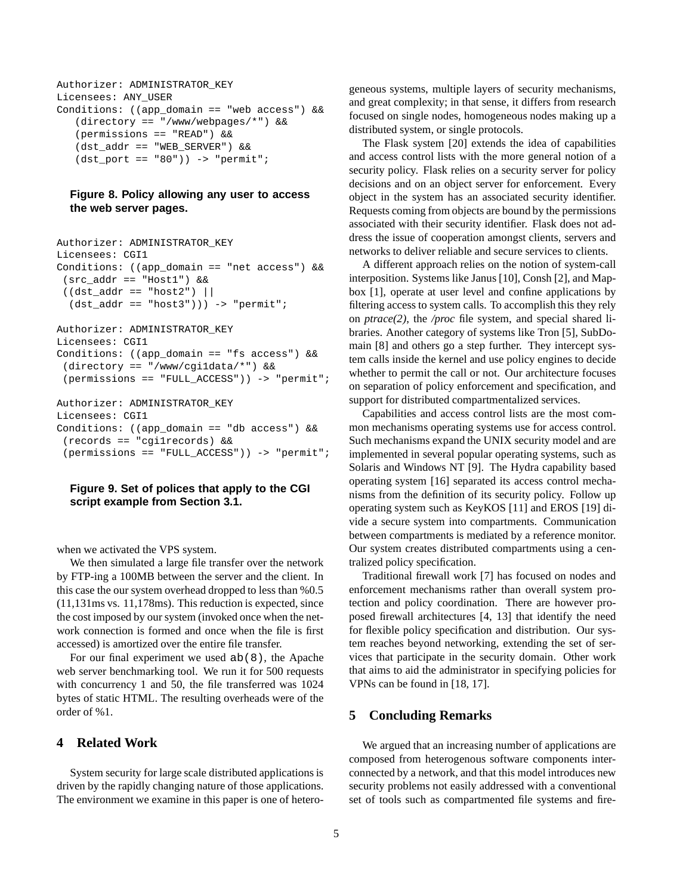```
Authorizer: ADMINISTRATOR_KEY
Licensees: ANY_USER
Conditions: ((app_domain == "web access") &&
   (directory == "/www/webpages/*") &&
   (permissions == "READ") &&
   (dst_addr == "WEB_SERVER") &&
   (dst_port == "80")) -> "permit";
```

**Figure 8. Policy allowing any user to access the web server pages.**

```
Authorizer: ADMINISTRATOR_KEY
Licensees: CGI1
Conditions: ((app_domain == "net access") &&
 (src_addr == "Host1") &&
 ((dst_addr == "host2") ||
  (dst_addr == "host3"))) -> "permit";

Authorizer: ADMINISTRATOR_KEY
Licensees: CGI1
Conditions: ((app_domain == "fs access") &&
 (directory == "/www/cgi1data/*") &&
 (permissions == "FULL_ACCESS")) -> "permit";

Authorizer: ADMINISTRATOR_KEY
Licensees: CGI1
Conditions: ((app_domain == "db access") &&
 (records == "cgi1records) &&
 (permissions == "FULL_ACCESS")) -> "permit";
```

**Figure 9. Set of polices that apply to the CGI script example from Section 3.1.**

when we activated the VPS system.

We then simulated a large file transfer over the network by FTP-ing a 100MB between the server and the client. In this case the our system overhead dropped to less than %0.5 (11,131ms vs. 11,178ms). This reduction is expected, since the cost imposed by our system (invoked once when the network connection is formed and once when the file is first accessed) is amortized over the entire file transfer.

For our final experiment we used `ab(8)`, the Apache web server benchmarking tool. We run it for 500 requests with concurrency 1 and 50, the file transferred was 1024 bytes of static HTML. The resulting overheads were of the order of %1.

## 4 Related Work

System security for large scale distributed applications is driven by the rapidly changing nature of those applications. The environment we examine in this paper is one of heterogeneous systems, multiple layers of security mechanisms, and great complexity; in that sense, it differs from research focused on single nodes, homogeneous nodes making up a distributed system, or single protocols.

The Flask system [20] extends the idea of capabilities and access control lists with the more general notion of a security policy. Flask relies on a security server for policy decisions and on an object server for enforcement. Every object in the system has an associated security identifier. Requests coming from objects are bound by the permissions associated with their security identifier. Flask does not address the issue of cooperation amongst clients, servers and networks to deliver reliable and secure services to clients.

A different approach relies on the notion of system-call interposition. Systems like Janus [10], Consh [2], and Mapbox [1], operate at user level and confine applications by filtering access to system calls. To accomplish this they rely on *ptrace(2)*, the */proc* file system, and special shared libraries. Another category of systems like Tron [5], SubDomain [8] and others go a step further. They intercept system calls inside the kernel and use policy engines to decide whether to permit the call or not. Our architecture focuses on separation of policy enforcement and specification, and support for distributed compartmentalized services.

Capabilities and access control lists are the most common mechanisms operating systems use for access control. Such mechanisms expand the UNIX security model and are implemented in several popular operating systems, such as Solaris and Windows NT [9]. The Hydra capability based operating system [16] separated its access control mechanisms from the definition of its security policy. Follow up operating system such as KeyKOS [11] and EROS [19] divide a secure system into compartments. Communication between compartments is mediated by a reference monitor. Our system creates distributed compartments using a centralized policy specification.

Traditional firewall work [7] has focused on nodes and enforcement mechanisms rather than overall system protection and policy coordination. There are however proposed firewall architectures [4, 13] that identify the need for flexible policy specification and distribution. Our system reaches beyond networking, extending the set of services that participate in the security domain. Other work that aims to aid the administrator in specifying policies for VPNs can be found in [18, 17].

## 5 Concluding Remarks

We argued that an increasing number of applications are composed from heterogenous software components interconnected by a network, and that this model introduces new security problems not easily addressed with a conventional set of tools such as compartmented file systems and fire-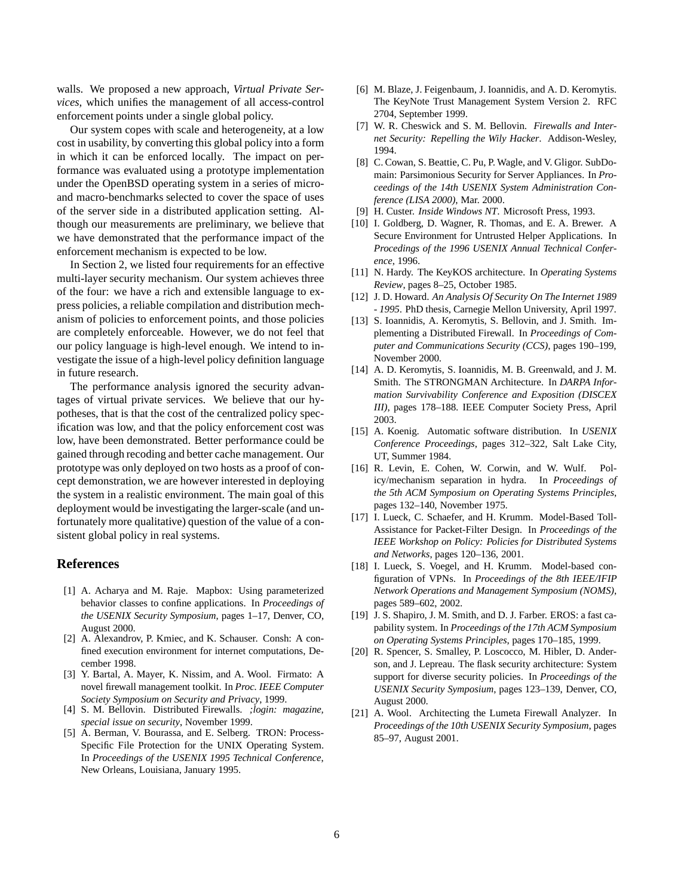walls. We proposed a new approach, *Virtual Private Services*, which unifies the management of all access-control enforcement points under a single global policy.

Our system copes with scale and heterogeneity, at a low cost in usability, by converting this global policy into a form in which it can be enforced locally. The impact on performance was evaluated using a prototype implementation under the OpenBSD operating system in a series of micro- and macro-benchmarks selected to cover the space of uses of the server side in a distributed application setting. Although our measurements are preliminary, we believe that we have demonstrated that the performance impact of the enforcement mechanism is expected to be low.

In Section 2, we listed four requirements for an effective multi-layer security mechanism. Our system achieves three of the four: we have a rich and extensible language to express policies, a reliable compilation and distribution mechanism of policies to enforcement points, and those policies are completely enforceable. However, we do not feel that our policy language is high-level enough. We intend to investigate the issue of a high-level policy definition language in future research.

The performance analysis ignored the security advantages of virtual private services. We believe that our hypotheses, that is that the cost of the centralized policy specification was low, and that the policy enforcement cost was low, have been demonstrated. Better performance could be gained through recoding and better cache management. Our prototype was only deployed on two hosts as a proof of concept demonstration, we are however interested in deploying the system in a realistic environment. The main goal of this deployment would be investigating the larger-scale (and unfortunately more qualitative) question of the value of a consistent global policy in real systems.

## References

[1] A. Acharya and M. Raje. Mapbox: Using parameterized behavior classes to confine applications. In *Proceedings of the USENIX Security Symposium*, pages 1–17, Denver, CO, August 2000.

[2] A. Alexandrov, P. Kmiec, and K. Schauser. Consh: A confined execution environment for internet computations, December 1998.

[3] Y. Bartal, A. Mayer, K. Nissim, and A. Wool. Firmato: A novel firewall management toolkit. In *Proc. IEEE Computer Society Symposium on Security and Privacy*, 1999.

[4] S. M. Bellovin. Distributed Firewalls. *;login: magazine, special issue on security*, November 1999.

[5] A. Berman, V. Bourassa, and E. Selberg. TRON: Process-Specific File Protection for the UNIX Operating System. In *Proceedings of the USENIX 1995 Technical Conference*, New Orleans, Louisiana, January 1995.

[6] M. Blaze, J. Feigenbaum, J. Ioannidis, and A. D. Keromytis. The KeyNote Trust Management System Version 2. RFC 2704, September 1999.

[7] W. R. Cheswick and S. M. Bellovin. *Firewalls and Internet Security: Repelling the Wily Hacker*. Addison-Wesley, 1994.

[8] C. Cowan, S. Beattie, C. Pu, P. Wagle, and V. Gligor. SubDomain: Parsimonious Security for Server Appliances. In *Proceedings of the 14th USENIX System Administration Conference (LISA 2000)*, Mar. 2000.

[9] H. Custer. *Inside Windows NT*. Microsoft Press, 1993.

[10] I. Goldberg, D. Wagner, R. Thomas, and E. A. Brewer. A Secure Environment for Untrusted Helper Applications. In *Procedings of the 1996 USENIX Annual Technical Conference*, 1996.

[11] N. Hardy. The KeyKOS architecture. In *Operating Systems Review*, pages 8–25, October 1985.

[12] J. D. Howard. *An Analysis Of Security On The Internet 1989 - 1995*. PhD thesis, Carnegie Mellon University, April 1997.

[13] S. Ioannidis, A. Keromytis, S. Bellovin, and J. Smith. Implementing a Distributed Firewall. In *Proceedings of Computer and Communications Security (CCS)*, pages 190–199, November 2000.

[14] A. D. Keromytis, S. Ioannidis, M. B. Greenwald, and J. M. Smith. The STRONGMAN Architecture. In *DARPA Information Survivability Conference and Exposition (DISCEX III)*, pages 178–188. IEEE Computer Society Press, April 2003.

[15] A. Koenig. Automatic software distribution. In *USENIX Conference Proceedings*, pages 312–322, Salt Lake City, UT, Summer 1984.

[16] R. Levin, E. Cohen, W. Corwin, and W. Wulf. Policy/mechanism separation in hydra. In *Proceedings of the 5th ACM Symposium on Operating Systems Principles*, pages 132–140, November 1975.

[17] I. Lueck, C. Schaefer, and H. Krumm. Model-Based Toll-Assistance for Packet-Filter Design. In *Proceedings of the IEEE Workshop on Policy: Policies for Distributed Systems and Networks*, pages 120–136, 2001.

[18] I. Lueck, S. Voegel, and H. Krumm. Model-based configuration of VPNs. In *Proceedings of the 8th IEEE/IFIP Network Operations and Management Symposium (NOMS)*, pages 589–602, 2002.

[19] J. S. Shapiro, J. M. Smith, and D. J. Farber. EROS: a fast capability system. In *Proceedings of the 17th ACM Symposium on Operating Systems Principles*, pages 170–185, 1999.

[20] R. Spencer, S. Smalley, P. Loscocco, M. Hibler, D. Anderson, and J. Lepreau. The flask security architecture: System support for diverse security policies. In *Proceedings of the USENIX Security Symposium*, pages 123–139, Denver, CO, August 2000.

[21] A. Wool. Architecting the Lumeta Firewall Analyzer. In *Proceedings of the 10th USENIX Security Symposium*, pages 85–97, August 2001.